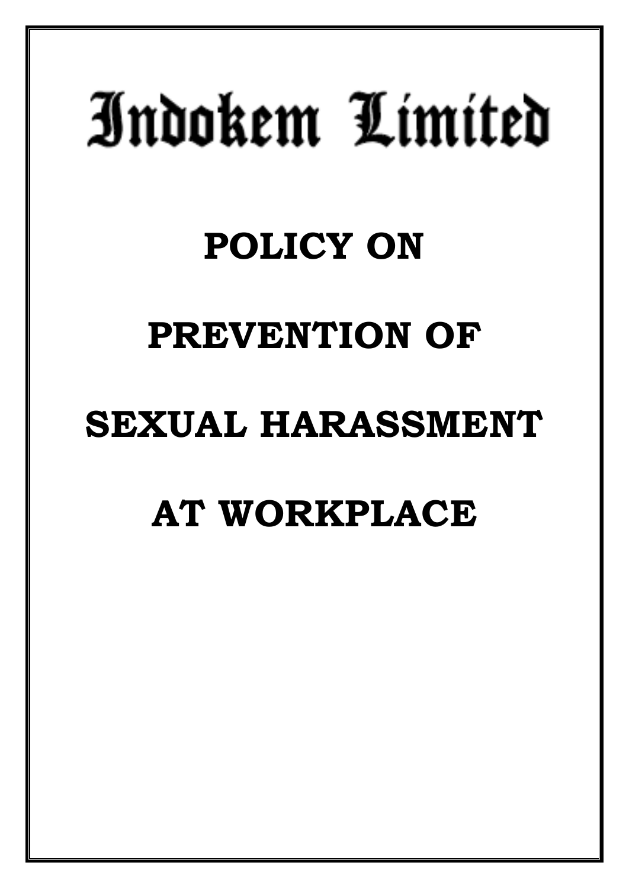# Indokem Limited

# POLICY ON PREVENTION OF SEXUAL HARASSMENT AT WORKPLACE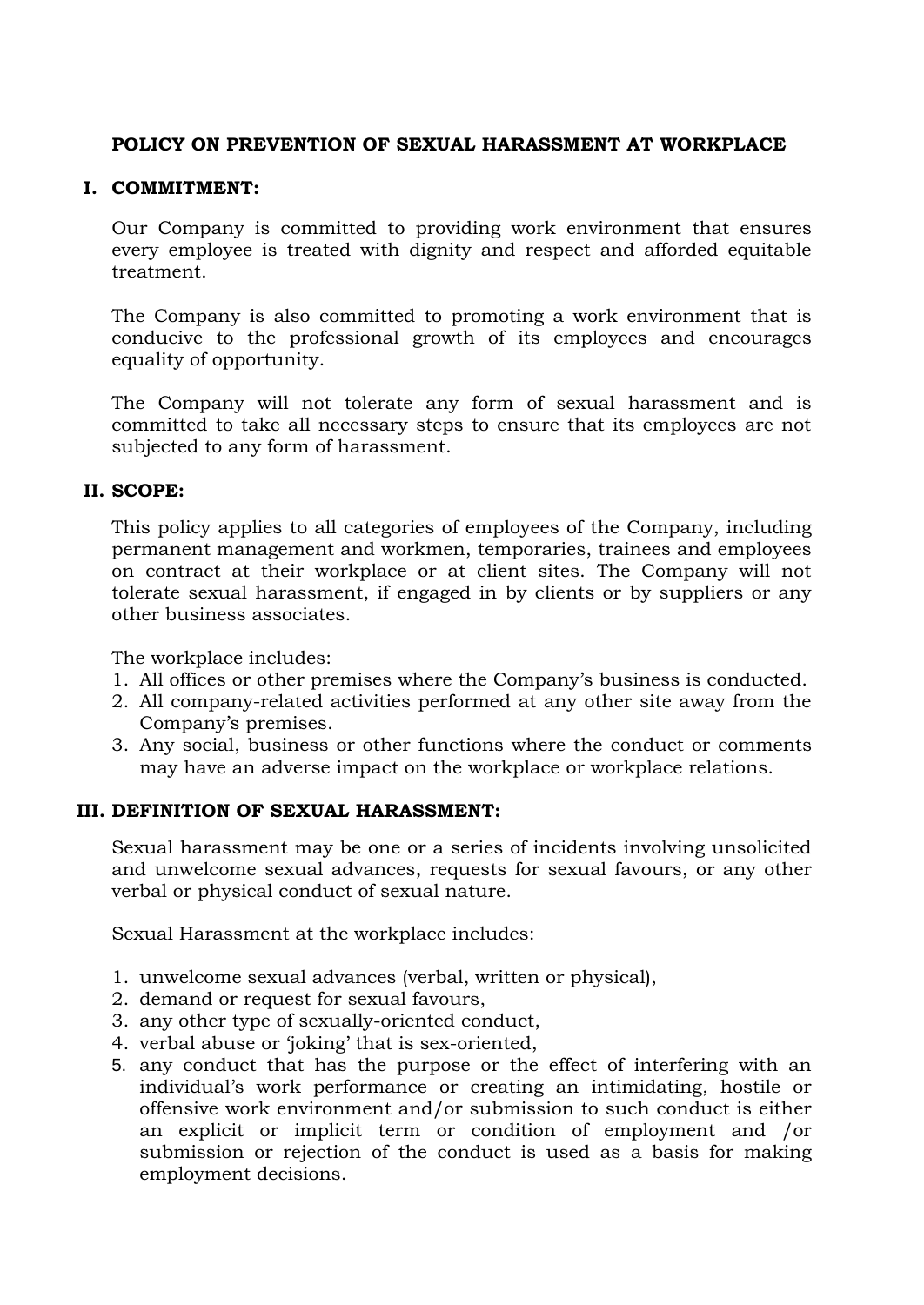# POLICY ON PREVENTION OF SEXUAL HARASSMENT AT WORKPLACE

## I. COMMITMENT:

Our Company is committed to providing work environment that ensures every employee is treated with dignity and respect and afforded equitable treatment.

The Company is also committed to promoting a work environment that is conducive to the professional growth of its employees and encourages equality of opportunity.

The Company will not tolerate any form of sexual harassment and is committed to take all necessary steps to ensure that its employees are not subjected to any form of harassment.

## II. SCOPE:

This policy applies to all categories of employees of the Company, including permanent management and workmen, temporaries, trainees and employees on contract at their workplace or at client sites. The Company will not tolerate sexual harassment, if engaged in by clients or by suppliers or any other business associates.

The workplace includes:

1. All offices or other premises where the Company's business is conducted.
2. All company-related activities performed at any other site away from the Company's premises.
3. Any social, business or other functions where the conduct or comments may have an adverse impact on the workplace or workplace relations.

## III. DEFINITION OF SEXUAL HARASSMENT:

Sexual harassment may be one or a series of incidents involving unsolicited and unwelcome sexual advances, requests for sexual favours, or any other verbal or physical conduct of sexual nature.

Sexual Harassment at the workplace includes:

1. unwelcome sexual advances (verbal, written or physical),
2. demand or request for sexual favours,
3. any other type of sexually-oriented conduct,
4. verbal abuse or 'joking' that is sex-oriented,
5. any conduct that has the purpose or the effect of interfering with an individual's work performance or creating an intimidating, hostile or offensive work environment and/or submission to such conduct is either an explicit or implicit term or condition of employment and /or submission or rejection of the conduct is used as a basis for making employment decisions.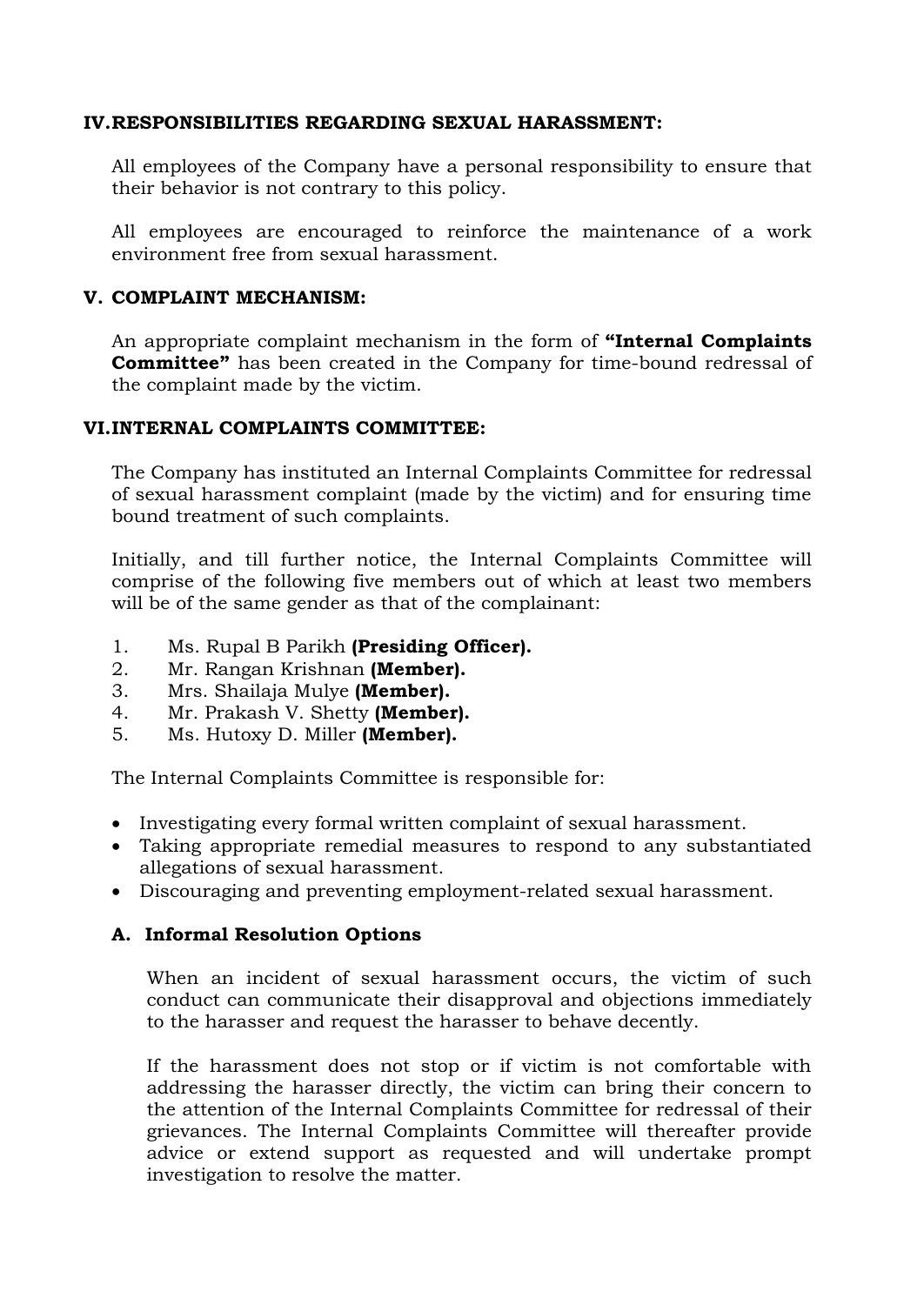## IV. RESPONSIBILITIES REGARDING SEXUAL HARASSMENT:

All employees of the Company have a personal responsibility to ensure that their behavior is not contrary to this policy.

All employees are encouraged to reinforce the maintenance of a work environment free from sexual harassment.

## V. COMPLAINT MECHANISM:

An appropriate complaint mechanism in the form of **"Internal Complaints Committee"** has been created in the Company for time-bound redressal of the complaint made by the victim.

## VI. INTERNAL COMPLAINTS COMMITTEE:

The Company has instituted an Internal Complaints Committee for redressal of sexual harassment complaint (made by the victim) and for ensuring time bound treatment of such complaints.

Initially, and till further notice, the Internal Complaints Committee will comprise of the following five members out of which at least two members will be of the same gender as that of the complainant:

1. Ms. Rupal B Parikh **(Presiding Officer).**
2. Mr. Rangan Krishnan **(Member).**
3. Mrs. Shailaja Mulye **(Member).**
4. Mr. Prakash V. Shetty **(Member).**
5. Ms. Hutoxy D. Miller **(Member).**

The Internal Complaints Committee is responsible for:

- Investigating every formal written complaint of sexual harassment.
- Taking appropriate remedial measures to respond to any substantiated allegations of sexual harassment.
- Discouraging and preventing employment-related sexual harassment.

### A. Informal Resolution Options

When an incident of sexual harassment occurs, the victim of such conduct can communicate their disapproval and objections immediately to the harasser and request the harasser to behave decently.

If the harassment does not stop or if victim is not comfortable with addressing the harasser directly, the victim can bring their concern to the attention of the Internal Complaints Committee for redressal of their grievances. The Internal Complaints Committee will thereafter provide advice or extend support as requested and will undertake prompt investigation to resolve the matter.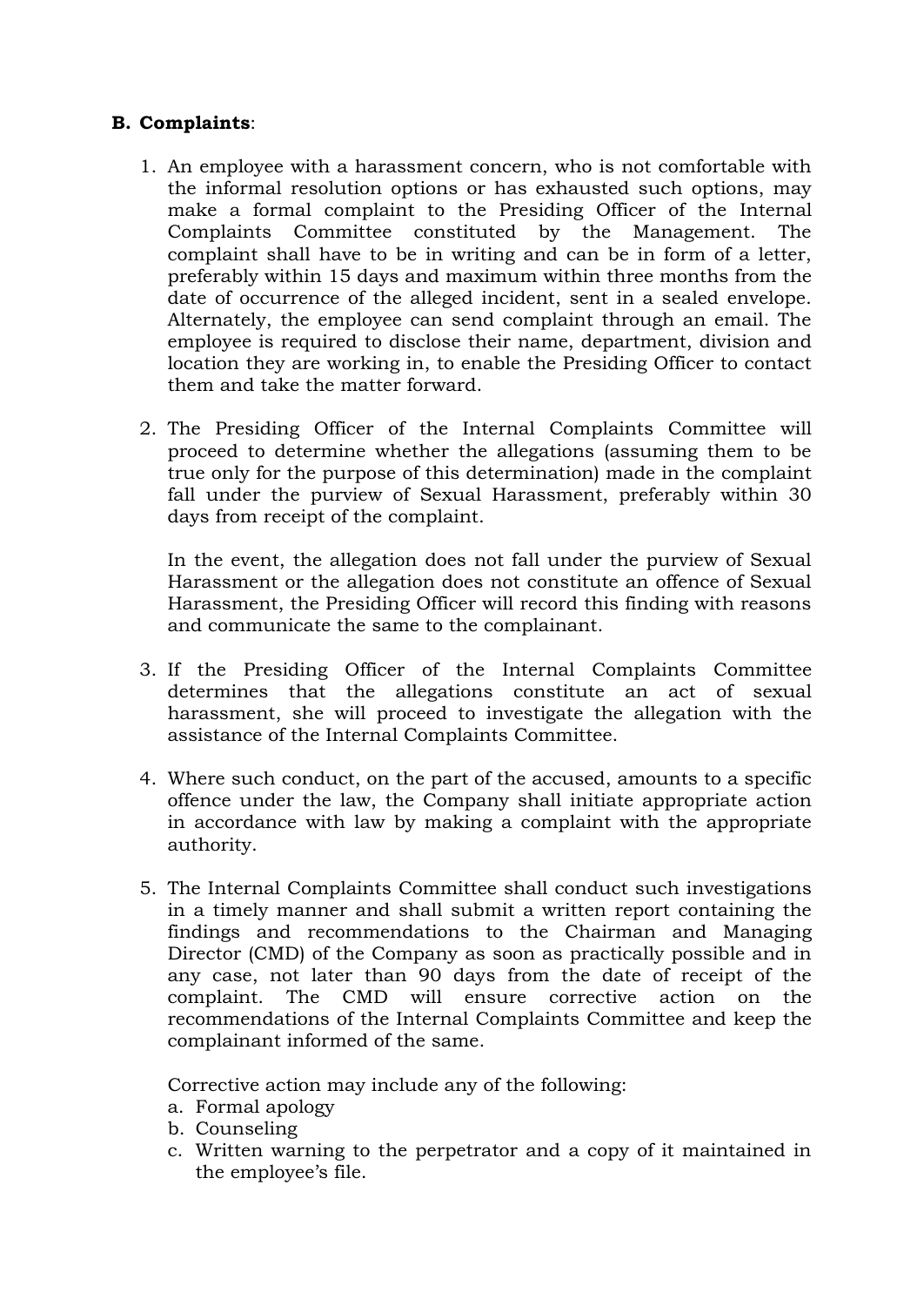**B. Complaints**:

1. An employee with a harassment concern, who is not comfortable with the informal resolution options or has exhausted such options, may make a formal complaint to the Presiding Officer of the Internal Complaints Committee constituted by the Management. The complaint shall have to be in writing and can be in form of a letter, preferably within 15 days and maximum within three months from the date of occurrence of the alleged incident, sent in a sealed envelope. Alternately, the employee can send complaint through an email. The employee is required to disclose their name, department, division and location they are working in, to enable the Presiding Officer to contact them and take the matter forward.

2. The Presiding Officer of the Internal Complaints Committee will proceed to determine whether the allegations (assuming them to be true only for the purpose of this determination) made in the complaint fall under the purview of Sexual Harassment, preferably within 30 days from receipt of the complaint.

   In the event, the allegation does not fall under the purview of Sexual Harassment or the allegation does not constitute an offence of Sexual Harassment, the Presiding Officer will record this finding with reasons and communicate the same to the complainant.

3. If the Presiding Officer of the Internal Complaints Committee determines that the allegations constitute an act of sexual harassment, she will proceed to investigate the allegation with the assistance of the Internal Complaints Committee.

4. Where such conduct, on the part of the accused, amounts to a specific offence under the law, the Company shall initiate appropriate action in accordance with law by making a complaint with the appropriate authority.

5. The Internal Complaints Committee shall conduct such investigations in a timely manner and shall submit a written report containing the findings and recommendations to the Chairman and Managing Director (CMD) of the Company as soon as practically possible and in any case, not later than 90 days from the date of receipt of the complaint. The CMD will ensure corrective action on the recommendations of the Internal Complaints Committee and keep the complainant informed of the same.

   Corrective action may include any of the following:

   a. Formal apology
   b. Counseling
   c. Written warning to the perpetrator and a copy of it maintained in the employee's file.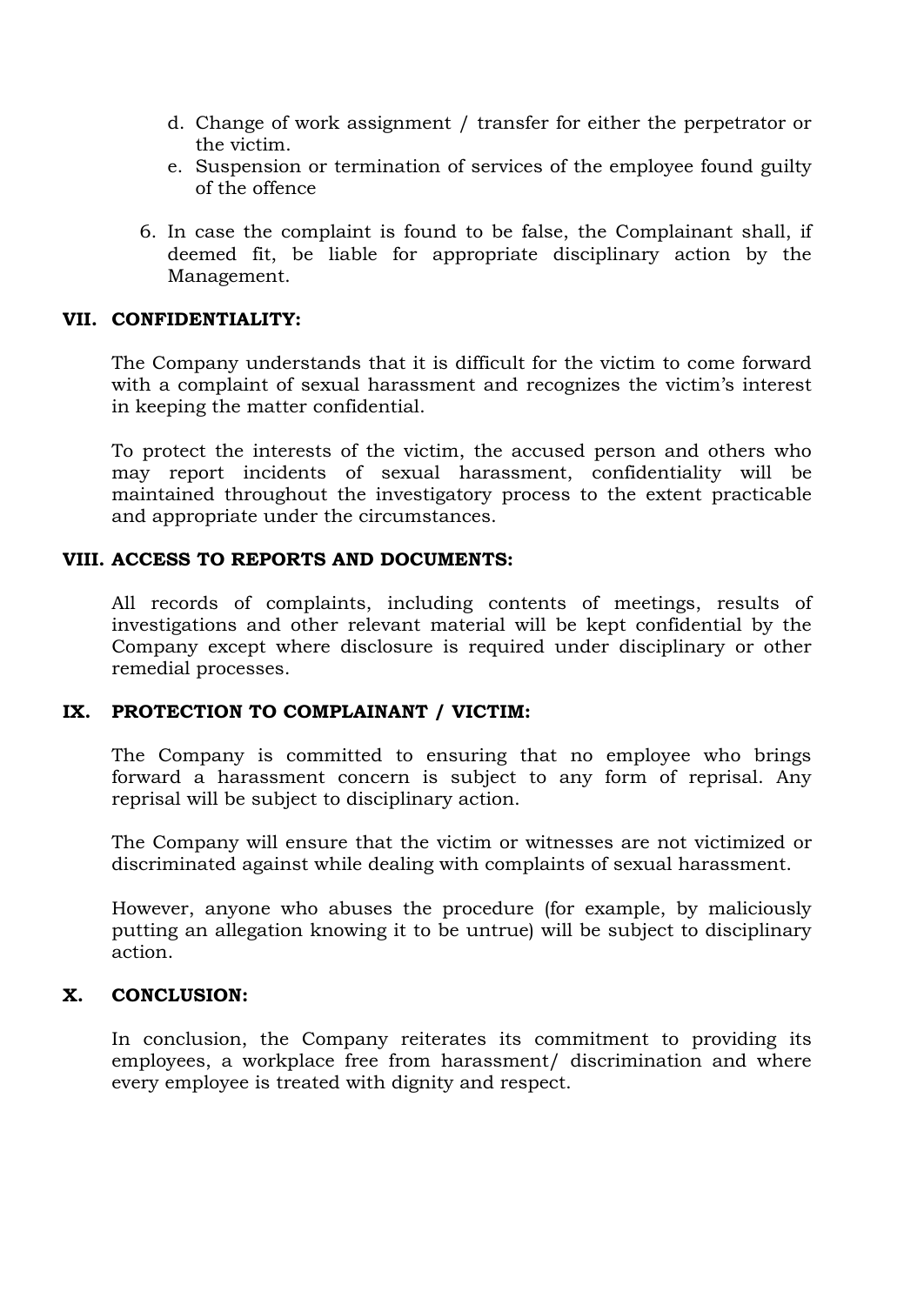d. Change of work assignment / transfer for either the perpetrator or the victim.
e. Suspension or termination of services of the employee found guilty of the offence

6. In case the complaint is found to be false, the Complainant shall, if deemed fit, be liable for appropriate disciplinary action by the Management.

## VII. CONFIDENTIALITY:

The Company understands that it is difficult for the victim to come forward with a complaint of sexual harassment and recognizes the victim's interest in keeping the matter confidential.

To protect the interests of the victim, the accused person and others who may report incidents of sexual harassment, confidentiality will be maintained throughout the investigatory process to the extent practicable and appropriate under the circumstances.

## VIII. ACCESS TO REPORTS AND DOCUMENTS:

All records of complaints, including contents of meetings, results of investigations and other relevant material will be kept confidential by the Company except where disclosure is required under disciplinary or other remedial processes.

## IX. PROTECTION TO COMPLAINANT / VICTIM:

The Company is committed to ensuring that no employee who brings forward a harassment concern is subject to any form of reprisal. Any reprisal will be subject to disciplinary action.

The Company will ensure that the victim or witnesses are not victimized or discriminated against while dealing with complaints of sexual harassment.

However, anyone who abuses the procedure (for example, by maliciously putting an allegation knowing it to be untrue) will be subject to disciplinary action.

## X. CONCLUSION:

In conclusion, the Company reiterates its commitment to providing its employees, a workplace free from harassment/ discrimination and where every employee is treated with dignity and respect.